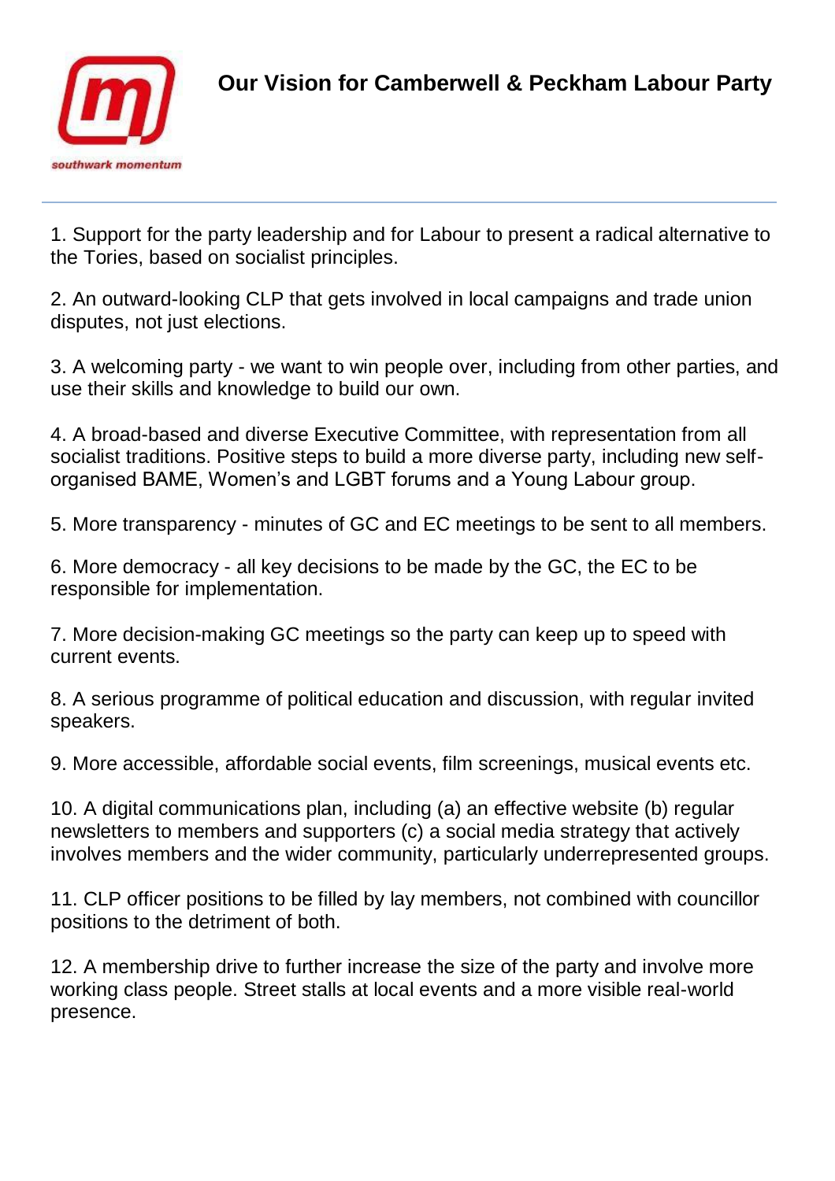southwark momentum

# Our Vision for Camberwell & Peckham Labour Party

1. Support for the party leadership and for Labour to present a radical alternative to the Tories, based on socialist principles.

2. An outward-looking CLP that gets involved in local campaigns and trade union disputes, not just elections.

3. A welcoming party - we want to win people over, including from other parties, and use their skills and knowledge to build our own.

4. A broad-based and diverse Executive Committee, with representation from all socialist traditions. Positive steps to build a more diverse party, including new self-organised BAME, Women's and LGBT forums and a Young Labour group.

5. More transparency - minutes of GC and EC meetings to be sent to all members.

6. More democracy - all key decisions to be made by the GC, the EC to be responsible for implementation.

7. More decision-making GC meetings so the party can keep up to speed with current events.

8. A serious programme of political education and discussion, with regular invited speakers.

9. More accessible, affordable social events, film screenings, musical events etc.

10. A digital communications plan, including (a) an effective website (b) regular newsletters to members and supporters (c) a social media strategy that actively involves members and the wider community, particularly underrepresented groups.

11. CLP officer positions to be filled by lay members, not combined with councillor positions to the detriment of both.

12. A membership drive to further increase the size of the party and involve more working class people. Street stalls at local events and a more visible real-world presence.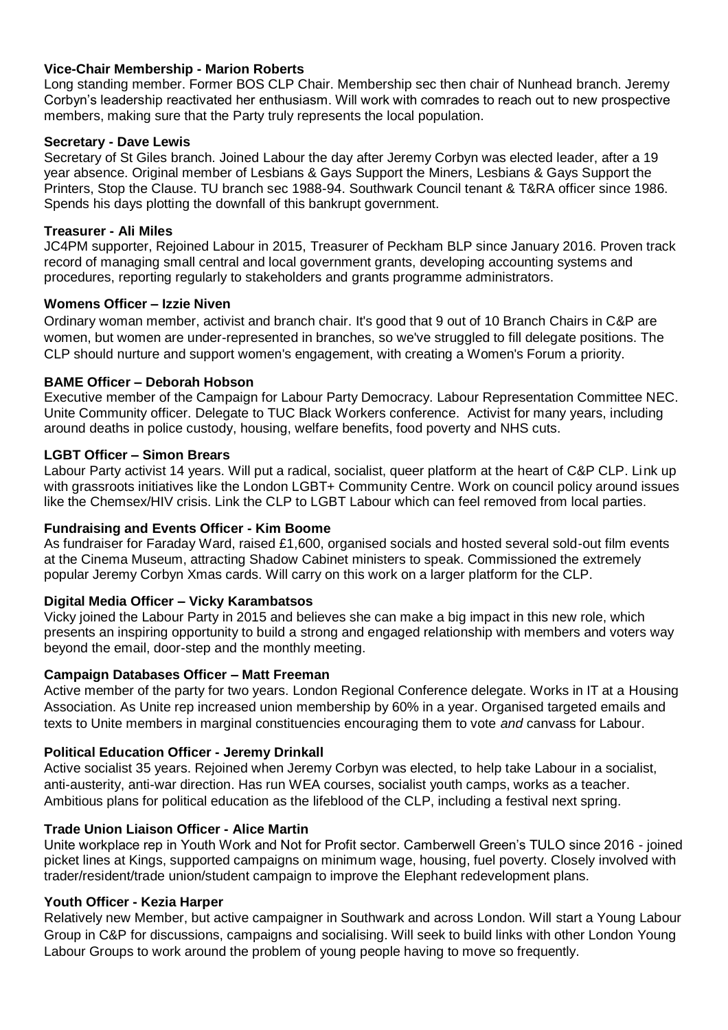**Vice-Chair Membership - Marion Roberts**

Long standing member. Former BOS CLP Chair. Membership sec then chair of Nunhead branch. Jeremy Corbyn's leadership reactivated her enthusiasm. Will work with comrades to reach out to new prospective members, making sure that the Party truly represents the local population.

**Secretary - Dave Lewis**

Secretary of St Giles branch. Joined Labour the day after Jeremy Corbyn was elected leader, after a 19 year absence. Original member of Lesbians & Gays Support the Miners, Lesbians & Gays Support the Printers, Stop the Clause. TU branch sec 1988-94. Southwark Council tenant & T&RA officer since 1986. Spends his days plotting the downfall of this bankrupt government.

**Treasurer - Ali Miles**

JC4PM supporter, Rejoined Labour in 2015, Treasurer of Peckham BLP since January 2016. Proven track record of managing small central and local government grants, developing accounting systems and procedures, reporting regularly to stakeholders and grants programme administrators.

**Womens Officer – Izzie Niven**

Ordinary woman member, activist and branch chair. It's good that 9 out of 10 Branch Chairs in C&P are women, but women are under-represented in branches, so we've struggled to fill delegate positions. The CLP should nurture and support women's engagement, with creating a Women's Forum a priority.

**BAME Officer – Deborah Hobson**

Executive member of the Campaign for Labour Party Democracy. Labour Representation Committee NEC. Unite Community officer. Delegate to TUC Black Workers conference. Activist for many years, including around deaths in police custody, housing, welfare benefits, food poverty and NHS cuts.

**LGBT Officer – Simon Brears**

Labour Party activist 14 years. Will put a radical, socialist, queer platform at the heart of C&P CLP. Link up with grassroots initiatives like the London LGBT+ Community Centre. Work on council policy around issues like the Chemsex/HIV crisis. Link the CLP to LGBT Labour which can feel removed from local parties.

**Fundraising and Events Officer - Kim Boome**

As fundraiser for Faraday Ward, raised £1,600, organised socials and hosted several sold-out film events at the Cinema Museum, attracting Shadow Cabinet ministers to speak. Commissioned the extremely popular Jeremy Corbyn Xmas cards. Will carry on this work on a larger platform for the CLP.

**Digital Media Officer – Vicky Karambatsos**

Vicky joined the Labour Party in 2015 and believes she can make a big impact in this new role, which presents an inspiring opportunity to build a strong and engaged relationship with members and voters way beyond the email, door-step and the monthly meeting.

**Campaign Databases Officer – Matt Freeman**

Active member of the party for two years. London Regional Conference delegate. Works in IT at a Housing Association. As Unite rep increased union membership by 60% in a year. Organised targeted emails and texts to Unite members in marginal constituencies encouraging them to vote *and* canvass for Labour.

**Political Education Officer - Jeremy Drinkall**

Active socialist 35 years. Rejoined when Jeremy Corbyn was elected, to help take Labour in a socialist, anti-austerity, anti-war direction. Has run WEA courses, socialist youth camps, works as a teacher. Ambitious plans for political education as the lifeblood of the CLP, including a festival next spring.

**Trade Union Liaison Officer - Alice Martin**

Unite workplace rep in Youth Work and Not for Profit sector. Camberwell Green's TULO since 2016 - joined picket lines at Kings, supported campaigns on minimum wage, housing, fuel poverty. Closely involved with trader/resident/trade union/student campaign to improve the Elephant redevelopment plans.

**Youth Officer - Kezia Harper**

Relatively new Member, but active campaigner in Southwark and across London. Will start a Young Labour Group in C&P for discussions, campaigns and socialising. Will seek to build links with other London Young Labour Groups to work around the problem of young people having to move so frequently.